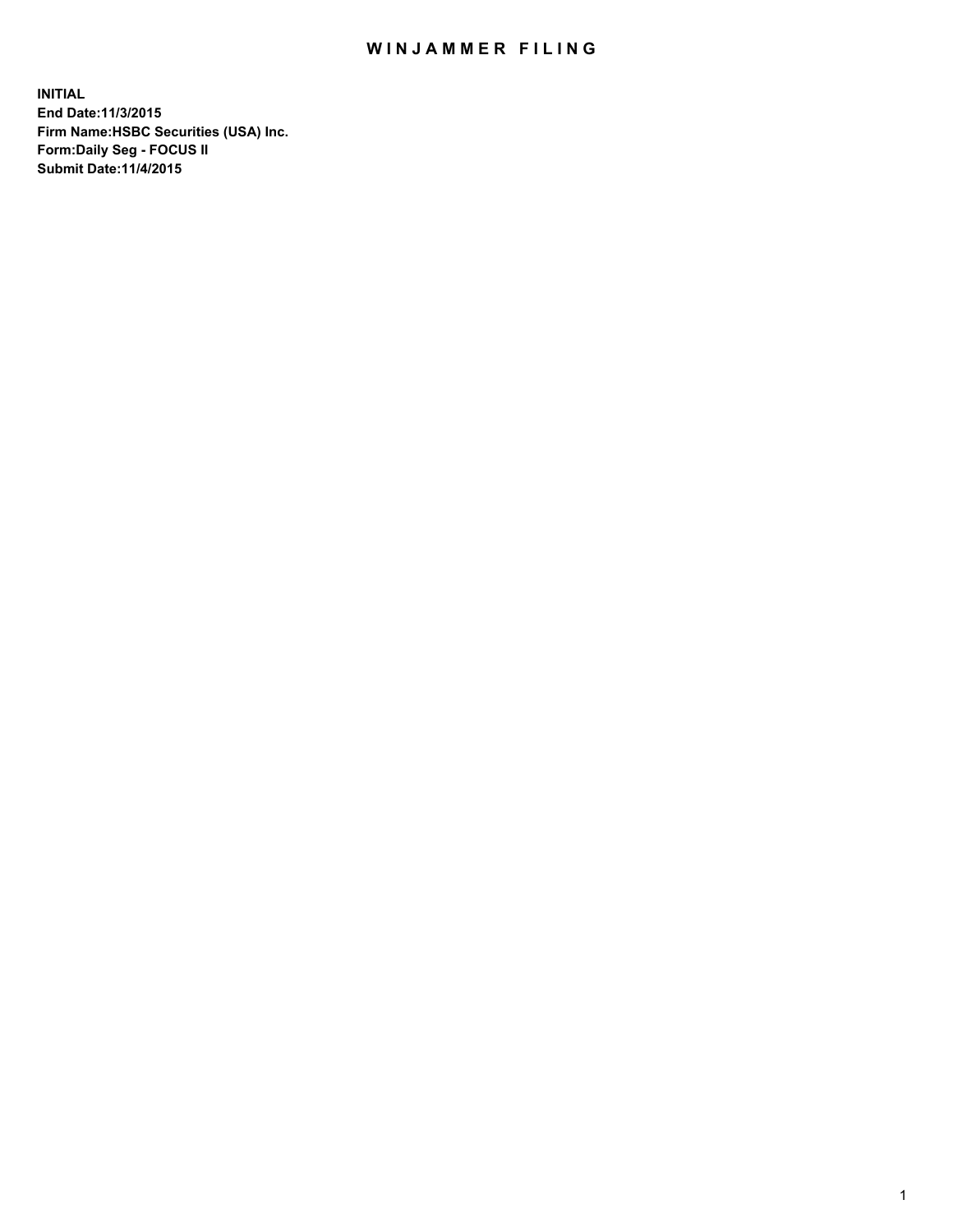# WINJAMMER FILING

**INITIAL**
**End Date:11/3/2015**
**Firm Name:HSBC Securities (USA) Inc.**
**Form:Daily Seg - FOCUS II**
**Submit Date:11/4/2015**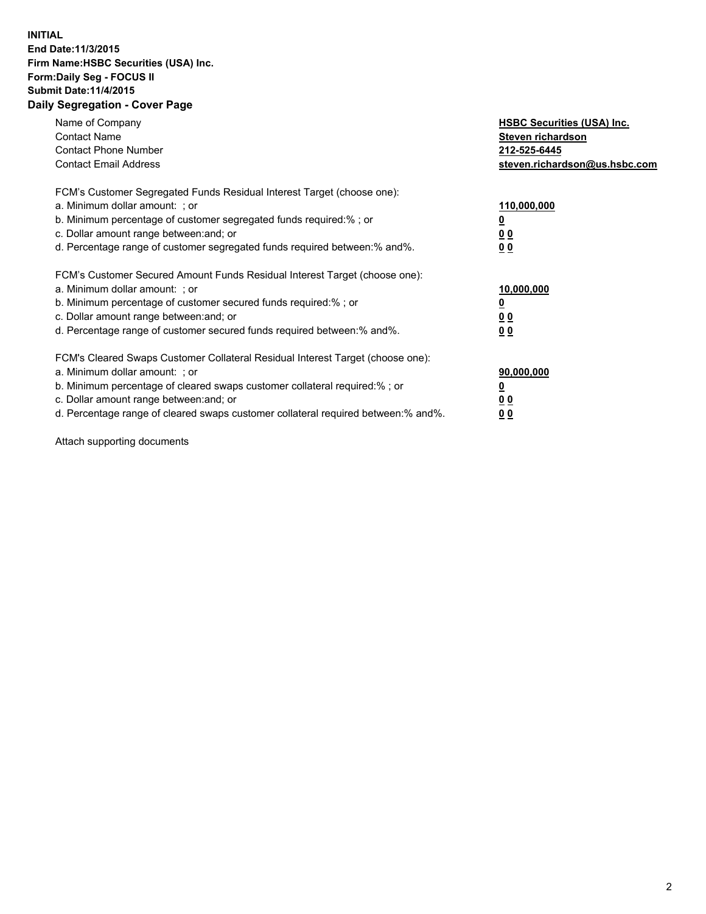**INITIAL**
**End Date:11/3/2015**
**Firm Name:HSBC Securities (USA) Inc.**
**Form:Daily Seg - FOCUS II**
**Submit Date:11/4/2015**

## Daily Segregation - Cover Page

| | |
|---|---|
| Name of Company | **HSBC Securities (USA) Inc.** |
| Contact Name | **Steven richardson** |
| Contact Phone Number | **212-525-6445** |
| Contact Email Address | **steven.richardson@us.hsbc.com** |

| | |
|---|---|
| FCM's Customer Segregated Funds Residual Interest Target (choose one): | |
| a. Minimum dollar amount: ; or | **110,000,000** |
| b. Minimum percentage of customer segregated funds required:% ; or | **0** |
| c. Dollar amount range between:and; or | **0 0** |
| d. Percentage range of customer segregated funds required between:% and%. | **0 0** |

| | |
|---|---|
| FCM's Customer Secured Amount Funds Residual Interest Target (choose one): | |
| a. Minimum dollar amount: ; or | **10,000,000** |
| b. Minimum percentage of customer secured funds required:% ; or | **0** |
| c. Dollar amount range between:and; or | **0 0** |
| d. Percentage range of customer secured funds required between:% and%. | **0 0** |

| | |
|---|---|
| FCM's Cleared Swaps Customer Collateral Residual Interest Target (choose one): | |
| a. Minimum dollar amount: ; or | **90,000,000** |
| b. Minimum percentage of cleared swaps customer collateral required:% ; or | **0** |
| c. Dollar amount range between:and; or | **0 0** |
| d. Percentage range of cleared swaps customer collateral required between:% and%. | **0 0** |

Attach supporting documents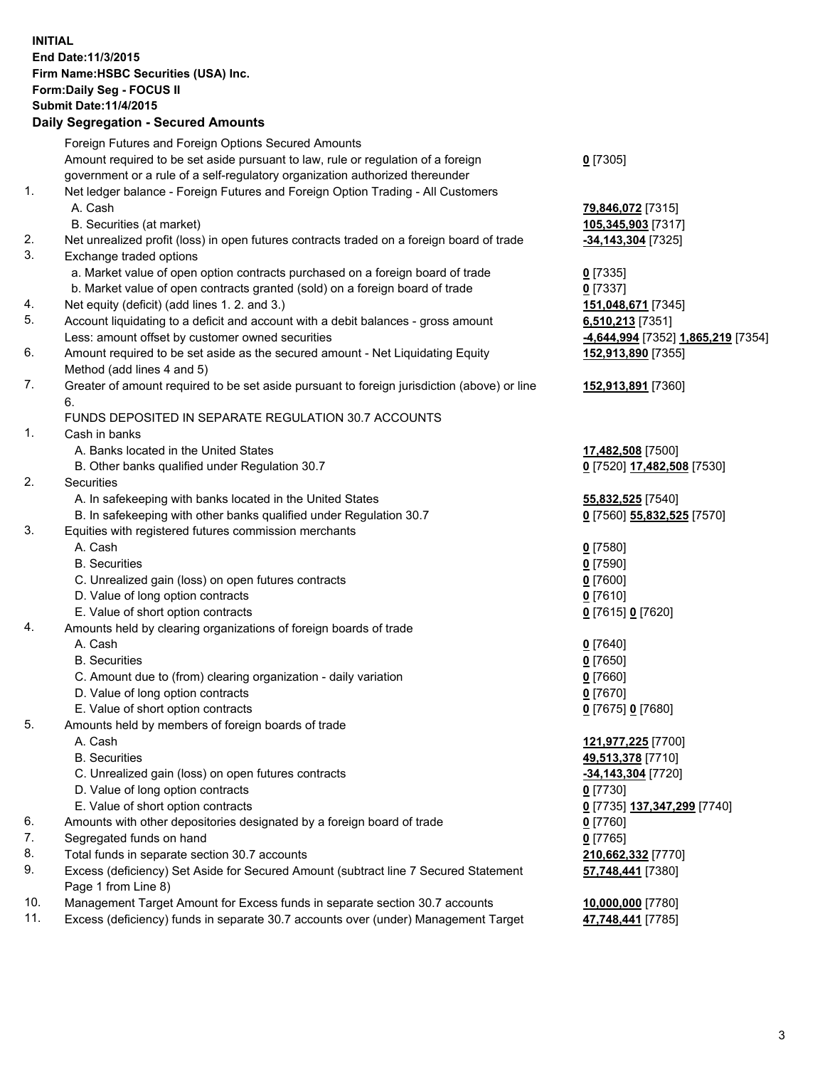**INITIAL**
**End Date:11/3/2015**
**Firm Name:HSBC Securities (USA) Inc.**
**Form:Daily Seg - FOCUS II**
**Submit Date:11/4/2015**

**Daily Segregation - Secured Amounts**

| | | |
|---|---|---|
| | Foreign Futures and Foreign Options Secured Amounts | |
| | Amount required to be set aside pursuant to law, rule or regulation of a foreign government or a rule of a self-regulatory organization authorized thereunder | **0** [7305] |
| 1. | Net ledger balance - Foreign Futures and Foreign Option Trading - All Customers | |
| | A. Cash | **79,846,072** [7315] |
| | B. Securities (at market) | **105,345,903** [7317] |
| 2. | Net unrealized profit (loss) in open futures contracts traded on a foreign board of trade | **-34,143,304** [7325] |
| 3. | Exchange traded options | |
| | a. Market value of open option contracts purchased on a foreign board of trade | **0** [7335] |
| | b. Market value of open contracts granted (sold) on a foreign board of trade | **0** [7337] |
| 4. | Net equity (deficit) (add lines 1. 2. and 3.) | **151,048,671** [7345] |
| 5. | Account liquidating to a deficit and account with a debit balances - gross amount | **6,510,213** [7351] |
| | Less: amount offset by customer owned securities | **-4,644,994** [7352] **1,865,219** [7354] |
| 6. | Amount required to be set aside as the secured amount - Net Liquidating Equity Method (add lines 4 and 5) | **152,913,890** [7355] |
| 7. | Greater of amount required to be set aside pursuant to foreign jurisdiction (above) or line 6. | **152,913,891** [7360] |
| | FUNDS DEPOSITED IN SEPARATE REGULATION 30.7 ACCOUNTS | |
| 1. | Cash in banks | |
| | A. Banks located in the United States | **17,482,508** [7500] |
| | B. Other banks qualified under Regulation 30.7 | **0** [7520] **17,482,508** [7530] |
| 2. | Securities | |
| | A. In safekeeping with banks located in the United States | **55,832,525** [7540] |
| | B. In safekeeping with other banks qualified under Regulation 30.7 | **0** [7560] **55,832,525** [7570] |
| 3. | Equities with registered futures commission merchants | |
| | A. Cash | **0** [7580] |
| | B. Securities | **0** [7590] |
| | C. Unrealized gain (loss) on open futures contracts | **0** [7600] |
| | D. Value of long option contracts | **0** [7610] |
| | E. Value of short option contracts | **0** [7615] **0** [7620] |
| 4. | Amounts held by clearing organizations of foreign boards of trade | |
| | A. Cash | **0** [7640] |
| | B. Securities | **0** [7650] |
| | C. Amount due to (from) clearing organization - daily variation | **0** [7660] |
| | D. Value of long option contracts | **0** [7670] |
| | E. Value of short option contracts | **0** [7675] **0** [7680] |
| 5. | Amounts held by members of foreign boards of trade | |
| | A. Cash | **121,977,225** [7700] |
| | B. Securities | **49,513,378** [7710] |
| | C. Unrealized gain (loss) on open futures contracts | **-34,143,304** [7720] |
| | D. Value of long option contracts | **0** [7730] |
| | E. Value of short option contracts | **0** [7735] **137,347,299** [7740] |
| 6. | Amounts with other depositories designated by a foreign board of trade | **0** [7760] |
| 7. | Segregated funds on hand | **0** [7765] |
| 8. | Total funds in separate section 30.7 accounts | **210,662,332** [7770] |
| 9. | Excess (deficiency) Set Aside for Secured Amount (subtract line 7 Secured Statement Page 1 from Line 8) | **57,748,441** [7380] |
| 10. | Management Target Amount for Excess funds in separate section 30.7 accounts | **10,000,000** [7780] |
| 11. | Excess (deficiency) funds in separate 30.7 accounts over (under) Management Target | **47,748,441** [7785] |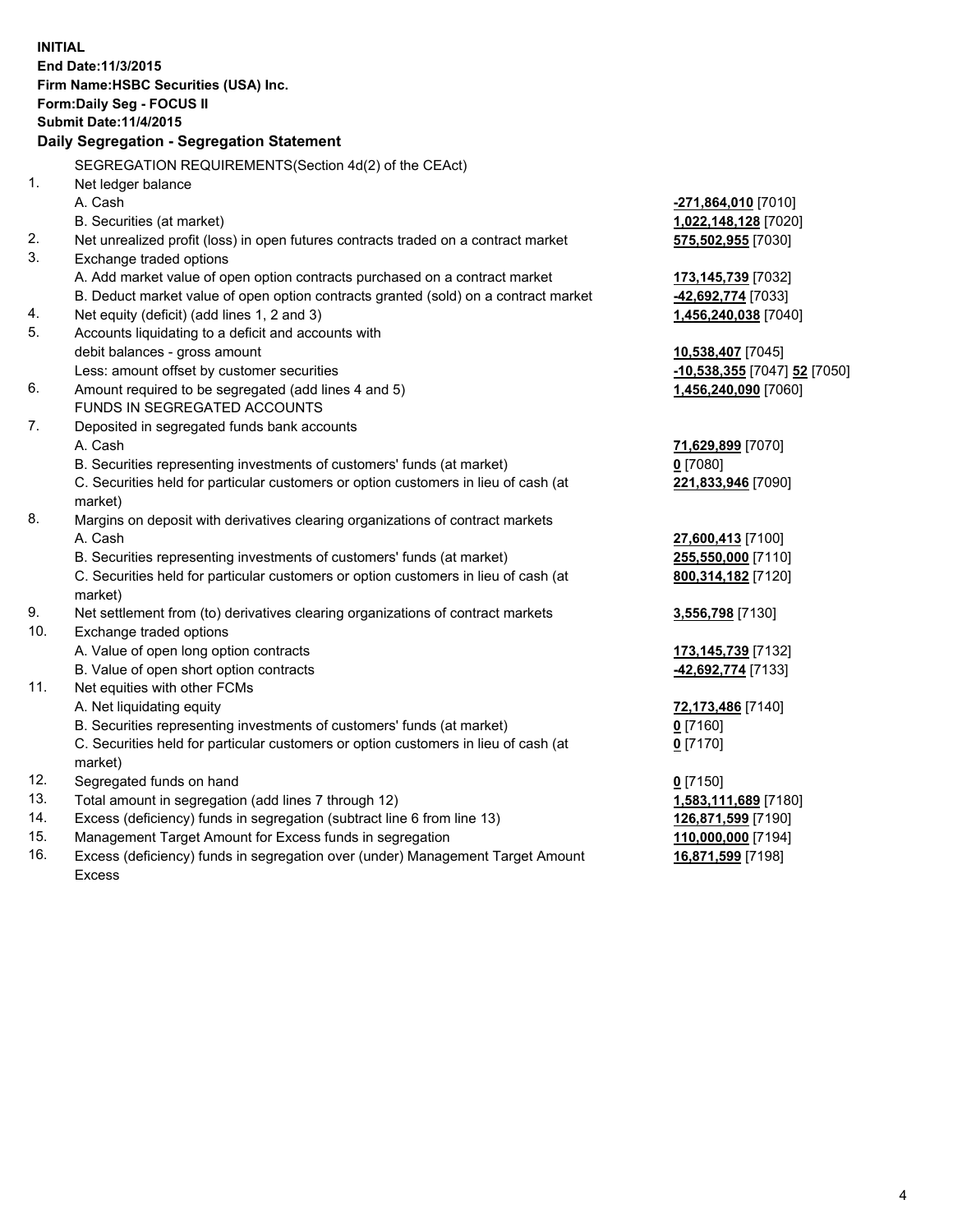**INITIAL**
**End Date:11/3/2015**
**Firm Name:HSBC Securities (USA) Inc.**
**Form:Daily Seg - FOCUS II**
**Submit Date:11/4/2015**

## Daily Segregation - Segregation Statement

| | | |
|---|---|---|
| | SEGREGATION REQUIREMENTS(Section 4d(2) of the CEAct) | |
| 1. | Net ledger balance | |
| | A. Cash | **-271,864,010** [7010] |
| | B. Securities (at market) | **1,022,148,128** [7020] |
| 2. | Net unrealized profit (loss) in open futures contracts traded on a contract market | **575,502,955** [7030] |
| 3. | Exchange traded options | |
| | A. Add market value of open option contracts purchased on a contract market | **173,145,739** [7032] |
| | B. Deduct market value of open option contracts granted (sold) on a contract market | **-42,692,774** [7033] |
| 4. | Net equity (deficit) (add lines 1, 2 and 3) | **1,456,240,038** [7040] |
| 5. | Accounts liquidating to a deficit and accounts with debit balances - gross amount | **10,538,407** [7045] |
| | Less: amount offset by customer securities | **-10,538,355** [7047] **52** [7050] |
| 6. | Amount required to be segregated (add lines 4 and 5) | **1,456,240,090** [7060] |
| | FUNDS IN SEGREGATED ACCOUNTS | |
| 7. | Deposited in segregated funds bank accounts | |
| | A. Cash | **71,629,899** [7070] |
| | B. Securities representing investments of customers' funds (at market) | **0** [7080] |
| | C. Securities held for particular customers or option customers in lieu of cash (at market) | **221,833,946** [7090] |
| 8. | Margins on deposit with derivatives clearing organizations of contract markets | |
| | A. Cash | **27,600,413** [7100] |
| | B. Securities representing investments of customers' funds (at market) | **255,550,000** [7110] |
| | C. Securities held for particular customers or option customers in lieu of cash (at market) | **800,314,182** [7120] |
| 9. | Net settlement from (to) derivatives clearing organizations of contract markets | **3,556,798** [7130] |
| 10. | Exchange traded options | |
| | A. Value of open long option contracts | **173,145,739** [7132] |
| | B. Value of open short option contracts | **-42,692,774** [7133] |
| 11. | Net equities with other FCMs | |
| | A. Net liquidating equity | **72,173,486** [7140] |
| | B. Securities representing investments of customers' funds (at market) | **0** [7160] |
| | C. Securities held for particular customers or option customers in lieu of cash (at market) | **0** [7170] |
| 12. | Segregated funds on hand | **0** [7150] |
| 13. | Total amount in segregation (add lines 7 through 12) | **1,583,111,689** [7180] |
| 14. | Excess (deficiency) funds in segregation (subtract line 6 from line 13) | **126,871,599** [7190] |
| 15. | Management Target Amount for Excess funds in segregation | **110,000,000** [7194] |
| 16. | Excess (deficiency) funds in segregation over (under) Management Target Amount Excess | **16,871,599** [7198] |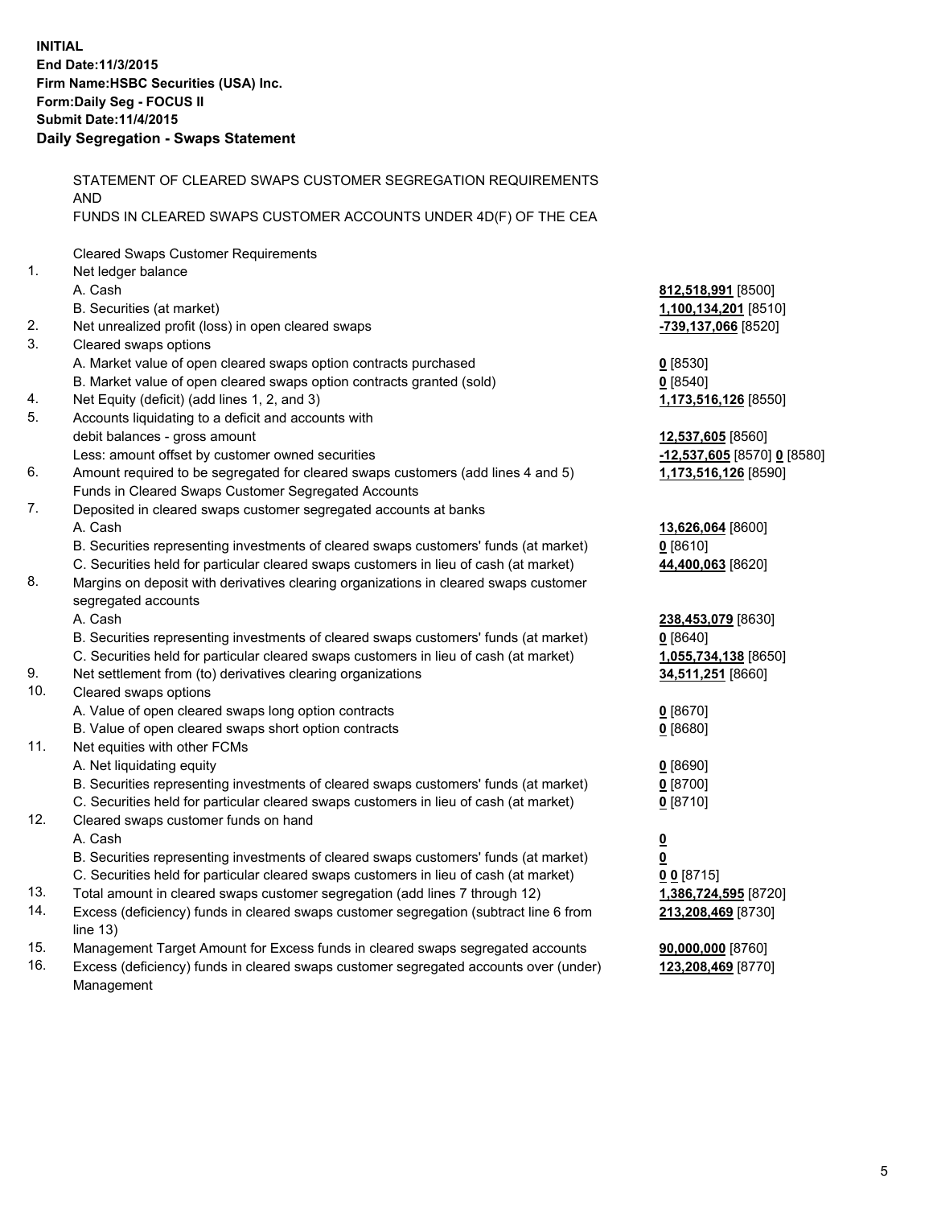**INITIAL**
**End Date:11/3/2015**
**Firm Name:HSBC Securities (USA) Inc.**
**Form:Daily Seg - FOCUS II**
**Submit Date:11/4/2015**
**Daily Segregation - Swaps Statement**

STATEMENT OF CLEARED SWAPS CUSTOMER SEGREGATION REQUIREMENTS AND FUNDS IN CLEARED SWAPS CUSTOMER ACCOUNTS UNDER 4D(F) OF THE CEA

| | | |
|---|---|---|
| | Cleared Swaps Customer Requirements | |
| 1. | Net ledger balance | |
| | A. Cash | **812,518,991** [8500] |
| | B. Securities (at market) | **1,100,134,201** [8510] |
| 2. | Net unrealized profit (loss) in open cleared swaps | **-739,137,066** [8520] |
| 3. | Cleared swaps options | |
| | A. Market value of open cleared swaps option contracts purchased | **0** [8530] |
| | B. Market value of open cleared swaps option contracts granted (sold) | **0** [8540] |
| 4. | Net Equity (deficit) (add lines 1, 2, and 3) | **1,173,516,126** [8550] |
| 5. | Accounts liquidating to a deficit and accounts with debit balances - gross amount | **12,537,605** [8560] |
| | Less: amount offset by customer owned securities | **-12,537,605** [8570] **0** [8580] |
| 6. | Amount required to be segregated for cleared swaps customers (add lines 4 and 5) | **1,173,516,126** [8590] |
| | Funds in Cleared Swaps Customer Segregated Accounts | |
| 7. | Deposited in cleared swaps customer segregated accounts at banks | |
| | A. Cash | **13,626,064** [8600] |
| | B. Securities representing investments of cleared swaps customers' funds (at market) | **0** [8610] |
| | C. Securities held for particular cleared swaps customers in lieu of cash (at market) | **44,400,063** [8620] |
| 8. | Margins on deposit with derivatives clearing organizations in cleared swaps customer segregated accounts | |
| | A. Cash | **238,453,079** [8630] |
| | B. Securities representing investments of cleared swaps customers' funds (at market) | **0** [8640] |
| | C. Securities held for particular cleared swaps customers in lieu of cash (at market) | **1,055,734,138** [8650] |
| 9. | Net settlement from (to) derivatives clearing organizations | **34,511,251** [8660] |
| 10. | Cleared swaps options | |
| | A. Value of open cleared swaps long option contracts | **0** [8670] |
| | B. Value of open cleared swaps short option contracts | **0** [8680] |
| 11. | Net equities with other FCMs | |
| | A. Net liquidating equity | **0** [8690] |
| | B. Securities representing investments of cleared swaps customers' funds (at market) | **0** [8700] |
| | C. Securities held for particular cleared swaps customers in lieu of cash (at market) | **0** [8710] |
| 12. | Cleared swaps customer funds on hand | |
| | A. Cash | **0** |
| | B. Securities representing investments of cleared swaps customers' funds (at market) | **0** |
| | C. Securities held for particular cleared swaps customers in lieu of cash (at market) | **0** **0** [8715] |
| 13. | Total amount in cleared swaps customer segregation (add lines 7 through 12) | **1,386,724,595** [8720] |
| 14. | Excess (deficiency) funds in cleared swaps customer segregation (subtract line 6 from line 13) | **213,208,469** [8730] |
| 15. | Management Target Amount for Excess funds in cleared swaps segregated accounts | **90,000,000** [8760] |
| 16. | Excess (deficiency) funds in cleared swaps customer segregated accounts over (under) Management | **123,208,469** [8770] |